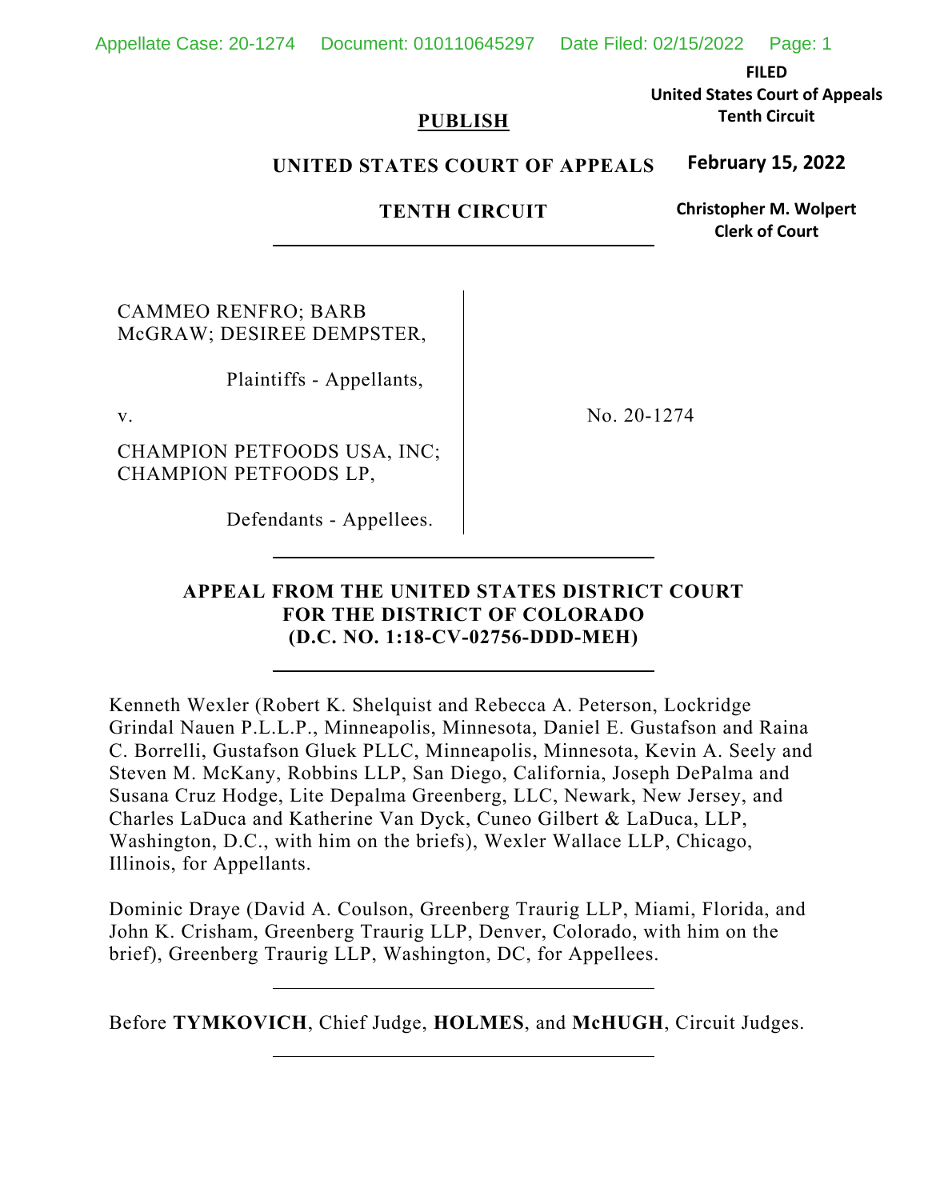**FILED**
**United States Court of Appeals**
**Tenth Circuit**

**February 15, 2022**

**Christopher M. Wolpert**
**Clerk of Court**

**PUBLISH**

**UNITED STATES COURT OF APPEALS**

**TENTH CIRCUIT**

---

CAMMEO RENFRO; BARB McGRAW; DESIREE DEMPSTER,

Plaintiffs - Appellants,

v.

CHAMPION PETFOODS USA, INC; CHAMPION PETFOODS LP,

Defendants - Appellees.

No. 20-1274

---

**APPEAL FROM THE UNITED STATES DISTRICT COURT FOR THE DISTRICT OF COLORADO (D.C. NO. 1:18-CV-02756-DDD-MEH)**

---

Kenneth Wexler (Robert K. Shelquist and Rebecca A. Peterson, Lockridge Grindal Nauen P.L.L.P., Minneapolis, Minnesota, Daniel E. Gustafson and Raina C. Borrelli, Gustafson Gluek PLLC, Minneapolis, Minnesota, Kevin A. Seely and Steven M. McKany, Robbins LLP, San Diego, California, Joseph DePalma and Susana Cruz Hodge, Lite Depalma Greenberg, LLC, Newark, New Jersey, and Charles LaDuca and Katherine Van Dyck, Cuneo Gilbert & LaDuca, LLP, Washington, D.C., with him on the briefs), Wexler Wallace LLP, Chicago, Illinois, for Appellants.

Dominic Draye (David A. Coulson, Greenberg Traurig LLP, Miami, Florida, and John K. Crisham, Greenberg Traurig LLP, Denver, Colorado, with him on the brief), Greenberg Traurig LLP, Washington, DC, for Appellees.

---

Before **TYMKOVICH**, Chief Judge, **HOLMES**, and **McHUGH**, Circuit Judges.

---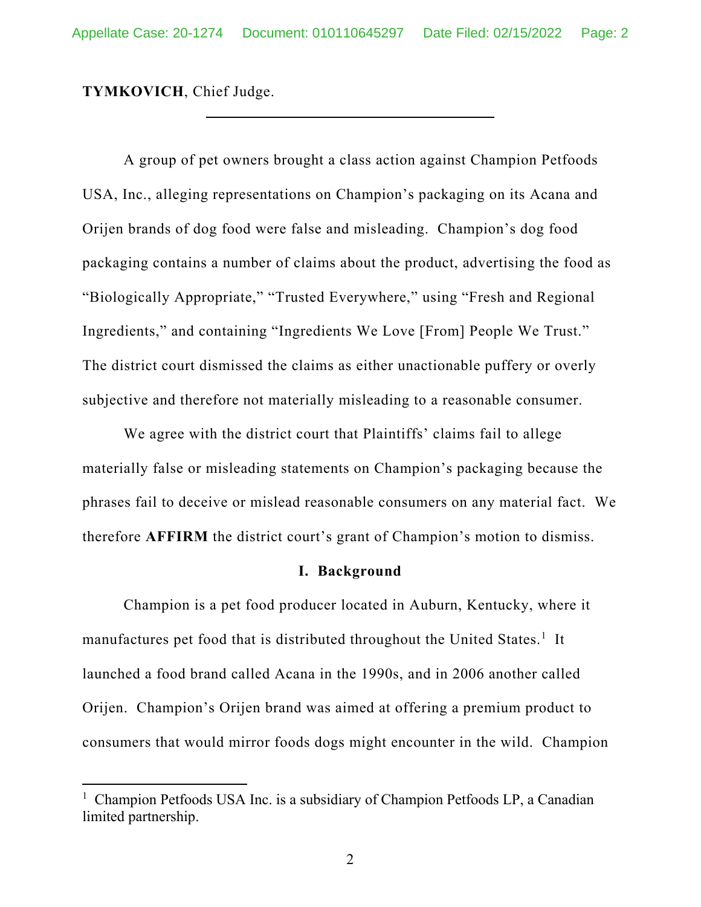**TYMKOVICH**, Chief Judge.

---

A group of pet owners brought a class action against Champion Petfoods USA, Inc., alleging representations on Champion's packaging on its Acana and Orijen brands of dog food were false and misleading. Champion's dog food packaging contains a number of claims about the product, advertising the food as "Biologically Appropriate," "Trusted Everywhere," using "Fresh and Regional Ingredients," and containing "Ingredients We Love [From] People We Trust." The district court dismissed the claims as either unactionable puffery or overly subjective and therefore not materially misleading to a reasonable consumer.

We agree with the district court that Plaintiffs' claims fail to allege materially false or misleading statements on Champion's packaging because the phrases fail to deceive or mislead reasonable consumers on any material fact. We therefore **AFFIRM** the district court's grant of Champion's motion to dismiss.

## I. Background

Champion is a pet food producer located in Auburn, Kentucky, where it manufactures pet food that is distributed throughout the United States.[1] It launched a food brand called Acana in the 1990s, and in 2006 another called Orijen. Champion's Orijen brand was aimed at offering a premium product to consumers that would mirror foods dogs might encounter in the wild. Champion

---

[1] Champion Petfoods USA Inc. is a subsidiary of Champion Petfoods LP, a Canadian limited partnership.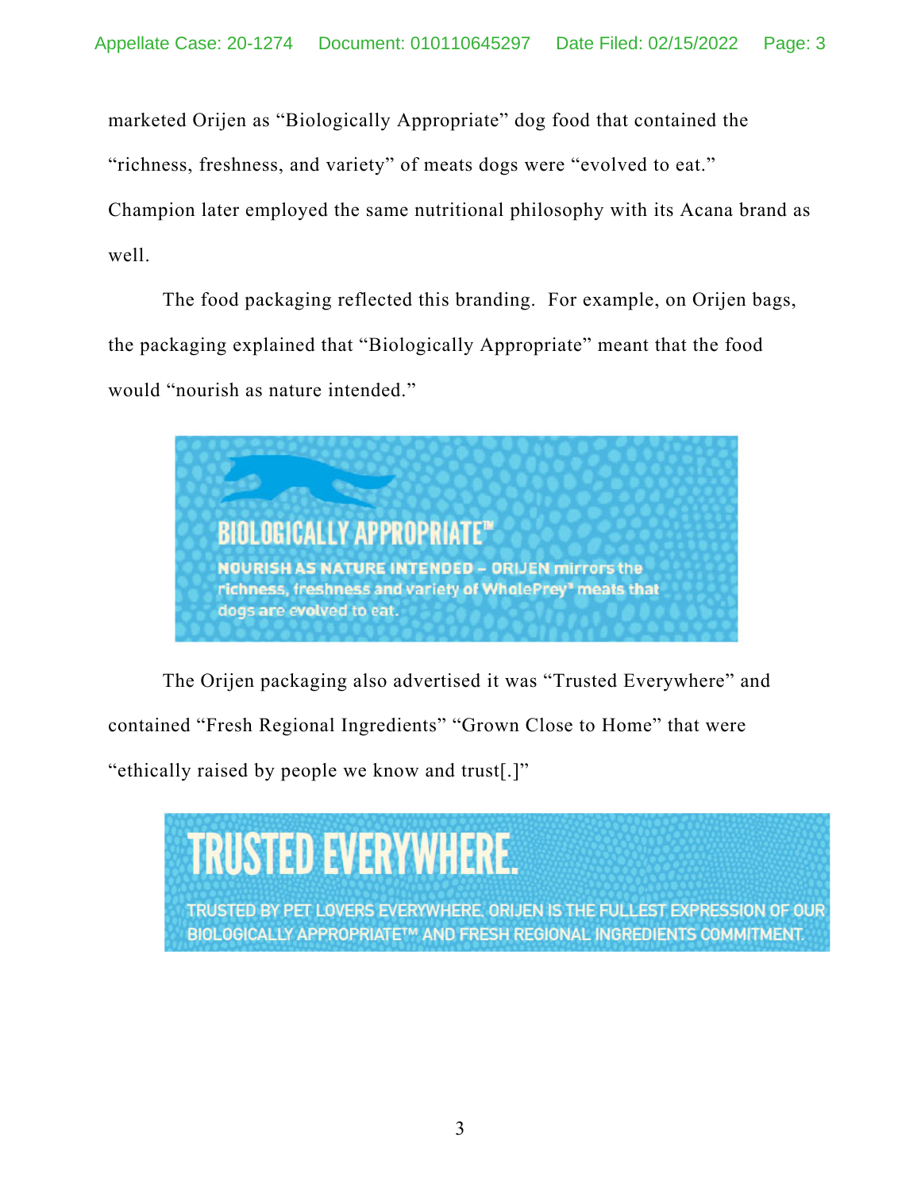marketed Orijen as "Biologically Appropriate" dog food that contained the "richness, freshness, and variety" of meats dogs were "evolved to eat." Champion later employed the same nutritional philosophy with its Acana brand as well.

The food packaging reflected this branding. For example, on Orijen bags, the packaging explained that "Biologically Appropriate" meant that the food would "nourish as nature intended."

BIOLOGICALLY APPROPRIATE™

NOURISH AS NATURE INTENDED – ORIJEN mirrors the richness, freshness and variety of WholePrey* meats that dogs are evolved to eat.

The Orijen packaging also advertised it was "Trusted Everywhere" and contained "Fresh Regional Ingredients" "Grown Close to Home" that were "ethically raised by people we know and trust[.]"

TRUSTED EVERYWHERE.

TRUSTED BY PET LOVERS EVERYWHERE. ORIJEN IS THE FULLEST EXPRESSION OF OUR BIOLOGICALLY APPROPRIATE™ AND FRESH REGIONAL INGREDIENTS COMMITMENT.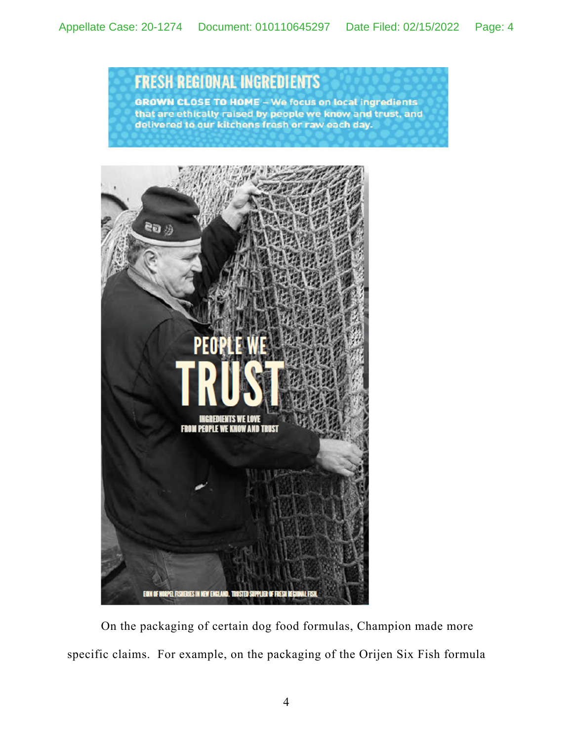FRESH REGIONAL INGREDIENTS

GROWN CLOSE TO HOME – We focus on local ingredients that are ethically raised by people we know and trust, and delivered to our kitchens fresh or raw each day.

PEOPLE WE TRUST

INGREDIENTS WE LOVE FROM PEOPLE WE KNOW AND TRUST

EDDY OF MORPEL FISHERIES IN NEW ENGLAND. TRUSTED SUPPLIER OF FRESH REGIONAL FISH.

On the packaging of certain dog food formulas, Champion made more specific claims. For example, on the packaging of the Orijen Six Fish formula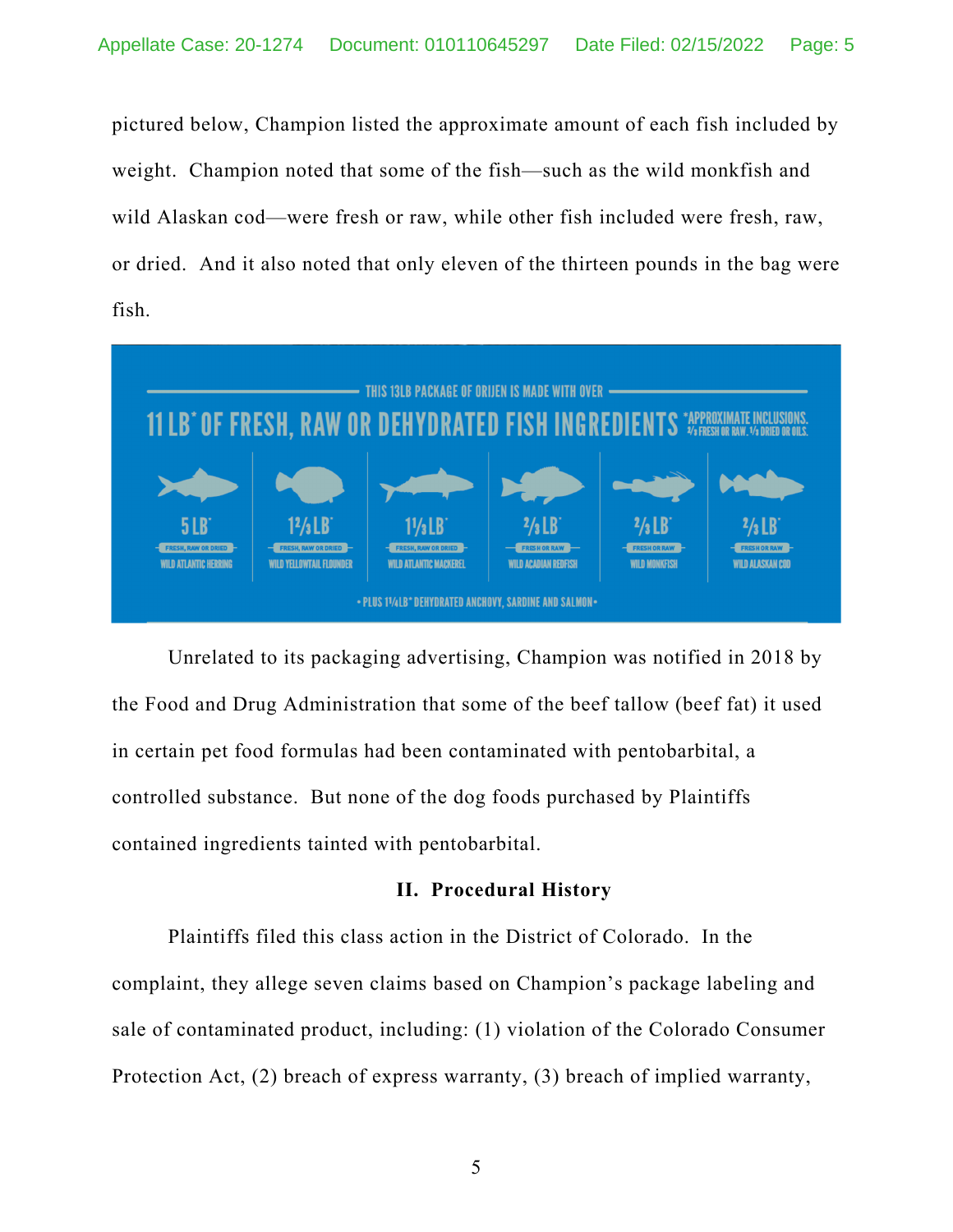pictured below, Champion listed the approximate amount of each fish included by weight. Champion noted that some of the fish—such as the wild monkfish and wild Alaskan cod—were fresh or raw, while other fish included were fresh, raw, or dried. And it also noted that only eleven of the thirteen pounds in the bag were fish.

THIS 13LB PACKAGE OF ORIJEN IS MADE WITH OVER

**11 LB* OF FRESH, RAW OR DEHYDRATED FISH INGREDIENTS** *APPROXIMATE INCLUSIONS. 2/3 FRESH OR RAW. 1/3 DRIED OR OILS.

| 5 LB* | 1⅔ LB* | 1⅓ LB* | ⅔ LB* | ⅔ LB* | ⅔ LB* |
|---|---|---|---|---|---|
| FRESH, RAW OR DRIED | FRESH, RAW OR DRIED | FRESH, RAW OR DRIED | FRESH OR RAW | FRESH OR RAW | FRESH OR RAW |
| WILD ATLANTIC HERRING | WILD YELLOWTAIL FLOUNDER | WILD ATLANTIC MACKEREL | WILD ACADIAN REDFISH | WILD MONKFISH | WILD ALASKAN COD |

• PLUS 1¼LB* DEHYDRATED ANCHOVY, SARDINE AND SALMON •

Unrelated to its packaging advertising, Champion was notified in 2018 by the Food and Drug Administration that some of the beef tallow (beef fat) it used in certain pet food formulas had been contaminated with pentobarbital, a controlled substance. But none of the dog foods purchased by Plaintiffs contained ingredients tainted with pentobarbital.

## II. Procedural History

Plaintiffs filed this class action in the District of Colorado. In the complaint, they allege seven claims based on Champion's package labeling and sale of contaminated product, including: (1) violation of the Colorado Consumer Protection Act, (2) breach of express warranty, (3) breach of implied warranty,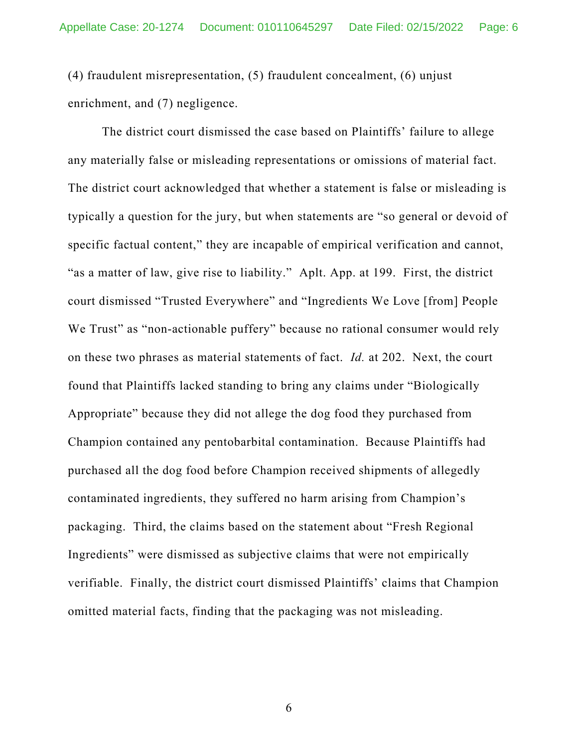(4) fraudulent misrepresentation, (5) fraudulent concealment, (6) unjust enrichment, and (7) negligence.

The district court dismissed the case based on Plaintiffs' failure to allege any materially false or misleading representations or omissions of material fact. The district court acknowledged that whether a statement is false or misleading is typically a question for the jury, but when statements are "so general or devoid of specific factual content," they are incapable of empirical verification and cannot, "as a matter of law, give rise to liability." Aplt. App. at 199. First, the district court dismissed "Trusted Everywhere" and "Ingredients We Love [from] People We Trust" as "non-actionable puffery" because no rational consumer would rely on these two phrases as material statements of fact. *Id.* at 202. Next, the court found that Plaintiffs lacked standing to bring any claims under "Biologically Appropriate" because they did not allege the dog food they purchased from Champion contained any pentobarbital contamination. Because Plaintiffs had purchased all the dog food before Champion received shipments of allegedly contaminated ingredients, they suffered no harm arising from Champion's packaging. Third, the claims based on the statement about "Fresh Regional Ingredients" were dismissed as subjective claims that were not empirically verifiable. Finally, the district court dismissed Plaintiffs' claims that Champion omitted material facts, finding that the packaging was not misleading.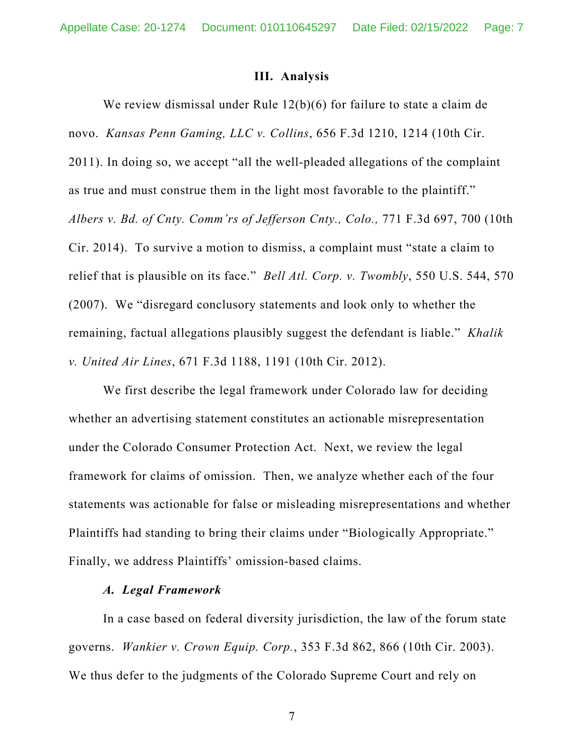### III. Analysis

We review dismissal under Rule 12(b)(6) for failure to state a claim de novo. *Kansas Penn Gaming, LLC v. Collins*, 656 F.3d 1210, 1214 (10th Cir. 2011). In doing so, we accept "all the well-pleaded allegations of the complaint as true and must construe them in the light most favorable to the plaintiff." *Albers v. Bd. of Cnty. Comm'rs of Jefferson Cnty., Colo.,* 771 F.3d 697, 700 (10th Cir. 2014). To survive a motion to dismiss, a complaint must "state a claim to relief that is plausible on its face." *Bell Atl. Corp. v. Twombly*, 550 U.S. 544, 570 (2007). We "disregard conclusory statements and look only to whether the remaining, factual allegations plausibly suggest the defendant is liable." *Khalik v. United Air Lines*, 671 F.3d 1188, 1191 (10th Cir. 2012).

We first describe the legal framework under Colorado law for deciding whether an advertising statement constitutes an actionable misrepresentation under the Colorado Consumer Protection Act. Next, we review the legal framework for claims of omission. Then, we analyze whether each of the four statements was actionable for false or misleading misrepresentations and whether Plaintiffs had standing to bring their claims under "Biologically Appropriate." Finally, we address Plaintiffs' omission-based claims.

#### *A. Legal Framework*

In a case based on federal diversity jurisdiction, the law of the forum state governs. *Wankier v. Crown Equip. Corp.*, 353 F.3d 862, 866 (10th Cir. 2003). We thus defer to the judgments of the Colorado Supreme Court and rely on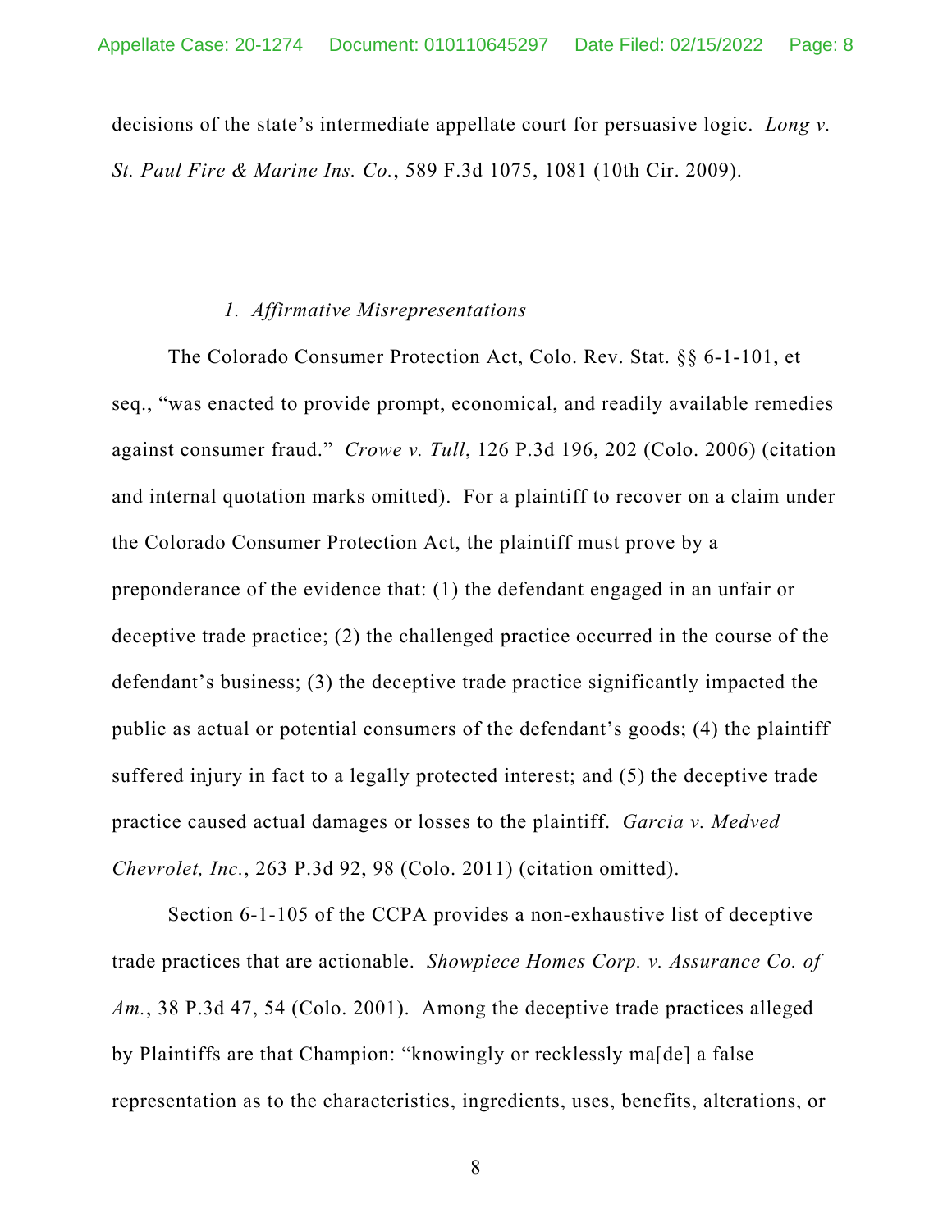decisions of the state's intermediate appellate court for persuasive logic. *Long v. St. Paul Fire & Marine Ins. Co.*, 589 F.3d 1075, 1081 (10th Cir. 2009).

### *1. Affirmative Misrepresentations*

The Colorado Consumer Protection Act, Colo. Rev. Stat. §§ 6-1-101, et seq., "was enacted to provide prompt, economical, and readily available remedies against consumer fraud." *Crowe v. Tull*, 126 P.3d 196, 202 (Colo. 2006) (citation and internal quotation marks omitted). For a plaintiff to recover on a claim under the Colorado Consumer Protection Act, the plaintiff must prove by a preponderance of the evidence that: (1) the defendant engaged in an unfair or deceptive trade practice; (2) the challenged practice occurred in the course of the defendant's business; (3) the deceptive trade practice significantly impacted the public as actual or potential consumers of the defendant's goods; (4) the plaintiff suffered injury in fact to a legally protected interest; and (5) the deceptive trade practice caused actual damages or losses to the plaintiff. *Garcia v. Medved Chevrolet, Inc.*, 263 P.3d 92, 98 (Colo. 2011) (citation omitted).

Section 6-1-105 of the CCPA provides a non-exhaustive list of deceptive trade practices that are actionable. *Showpiece Homes Corp. v. Assurance Co. of Am.*, 38 P.3d 47, 54 (Colo. 2001). Among the deceptive trade practices alleged by Plaintiffs are that Champion: "knowingly or recklessly ma[de] a false representation as to the characteristics, ingredients, uses, benefits, alterations, or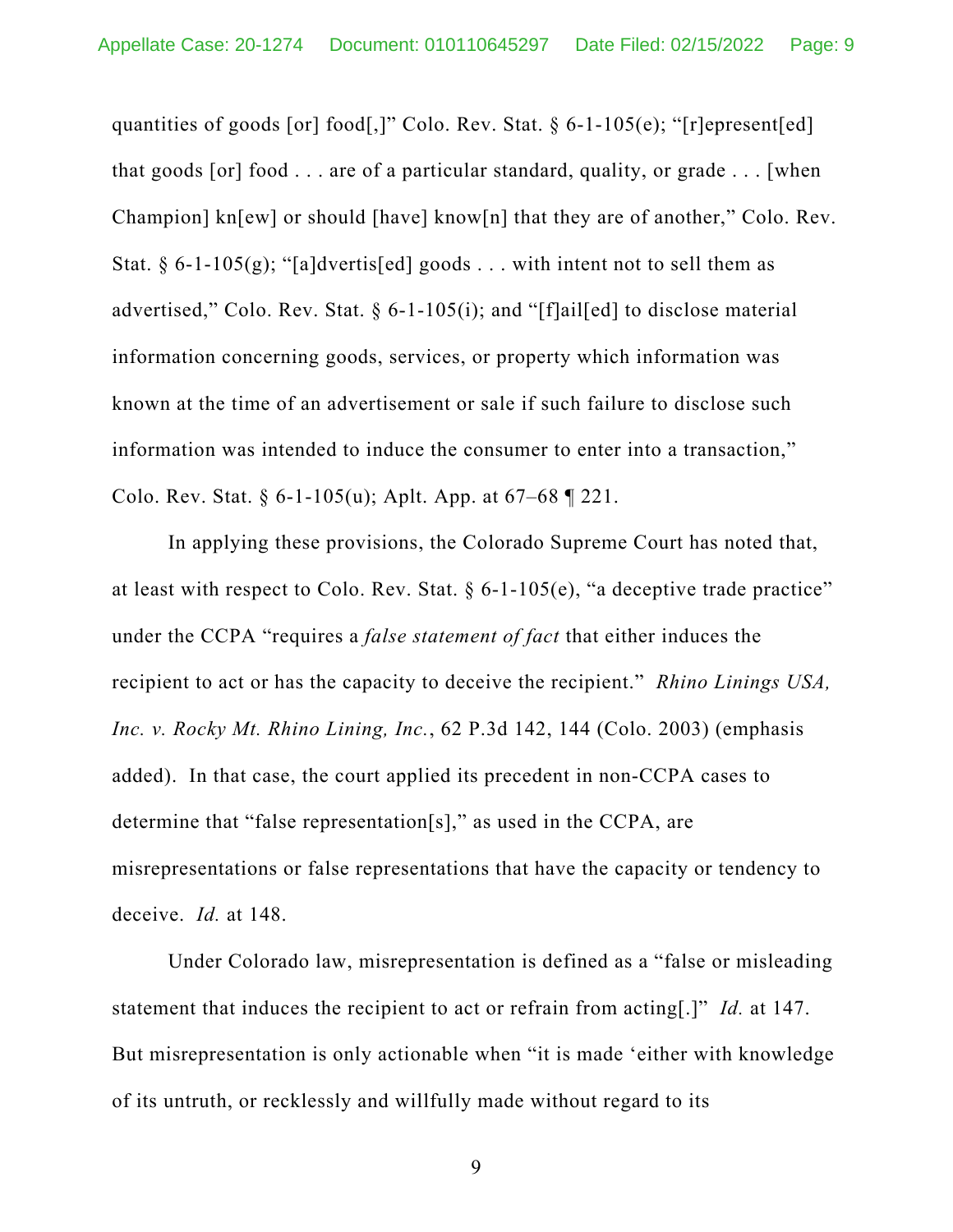quantities of goods [or] food[,]" Colo. Rev. Stat. § 6-1-105(e); "[r]epresent[ed] that goods [or] food . . . are of a particular standard, quality, or grade . . . [when Champion] kn[ew] or should [have] know[n] that they are of another," Colo. Rev. Stat. § 6-1-105(g); "[a]dvertis[ed] goods . . . with intent not to sell them as advertised," Colo. Rev. Stat. § 6-1-105(i); and "[f]ail[ed] to disclose material information concerning goods, services, or property which information was known at the time of an advertisement or sale if such failure to disclose such information was intended to induce the consumer to enter into a transaction," Colo. Rev. Stat. § 6-1-105(u); Aplt. App. at 67–68 ¶ 221.

In applying these provisions, the Colorado Supreme Court has noted that, at least with respect to Colo. Rev. Stat. § 6-1-105(e), "a deceptive trade practice" under the CCPA "requires a *false statement of fact* that either induces the recipient to act or has the capacity to deceive the recipient." *Rhino Linings USA, Inc. v. Rocky Mt. Rhino Lining, Inc.*, 62 P.3d 142, 144 (Colo. 2003) (emphasis added). In that case, the court applied its precedent in non-CCPA cases to determine that "false representation[s]," as used in the CCPA, are misrepresentations or false representations that have the capacity or tendency to deceive. *Id.* at 148.

Under Colorado law, misrepresentation is defined as a "false or misleading statement that induces the recipient to act or refrain from acting[.]" *Id.* at 147. But misrepresentation is only actionable when "it is made 'either with knowledge of its untruth, or recklessly and willfully made without regard to its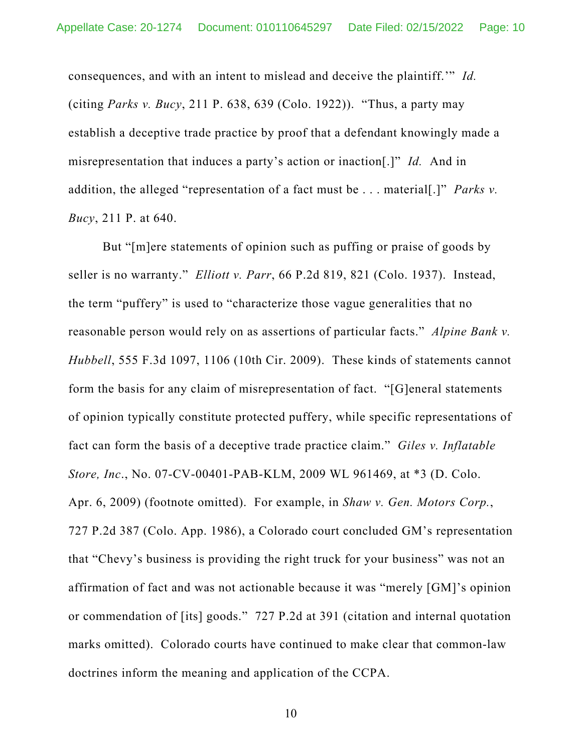consequences, and with an intent to mislead and deceive the plaintiff.'" *Id.* (citing *Parks v. Bucy*, 211 P. 638, 639 (Colo. 1922)). "Thus, a party may establish a deceptive trade practice by proof that a defendant knowingly made a misrepresentation that induces a party's action or inaction[.]" *Id.* And in addition, the alleged "representation of a fact must be . . . material[.]" *Parks v. Bucy*, 211 P. at 640.

But "[m]ere statements of opinion such as puffing or praise of goods by seller is no warranty." *Elliott v. Parr*, 66 P.2d 819, 821 (Colo. 1937). Instead, the term "puffery" is used to "characterize those vague generalities that no reasonable person would rely on as assertions of particular facts." *Alpine Bank v. Hubbell*, 555 F.3d 1097, 1106 (10th Cir. 2009). These kinds of statements cannot form the basis for any claim of misrepresentation of fact. "[G]eneral statements of opinion typically constitute protected puffery, while specific representations of fact can form the basis of a deceptive trade practice claim." *Giles v. Inflatable Store, Inc.*, No. 07-CV-00401-PAB-KLM, 2009 WL 961469, at *3 (D. Colo. Apr. 6, 2009) (footnote omitted). For example, in *Shaw v. Gen. Motors Corp.*, 727 P.2d 387 (Colo. App. 1986), a Colorado court concluded GM's representation that "Chevy's business is providing the right truck for your business" was not an affirmation of fact and was not actionable because it was "merely [GM]'s opinion or commendation of [its] goods." 727 P.2d at 391 (citation and internal quotation marks omitted). Colorado courts have continued to make clear that common-law doctrines inform the meaning and application of the CCPA.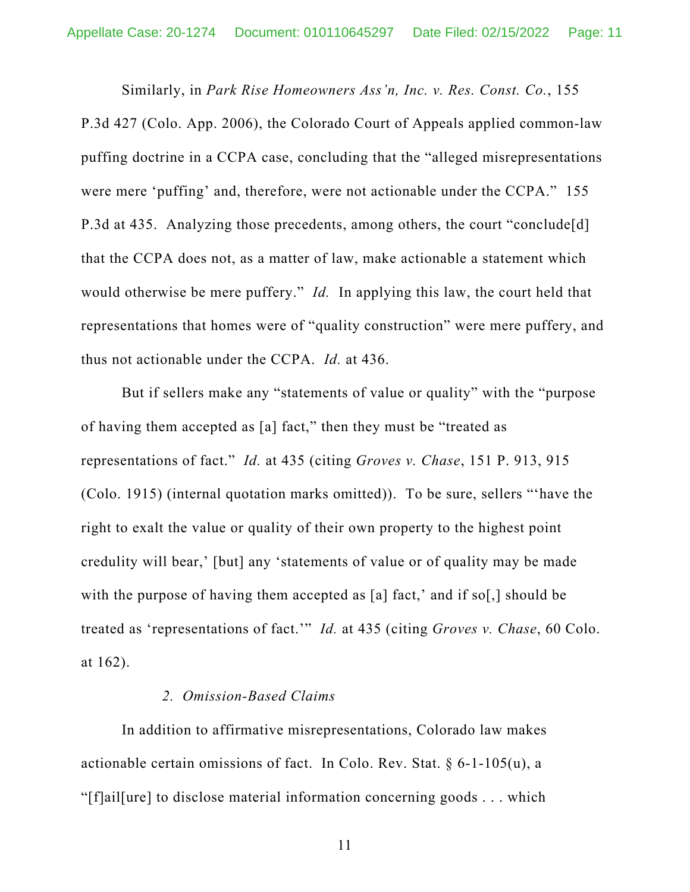Similarly, in *Park Rise Homeowners Ass'n, Inc. v. Res. Const. Co.*, 155 P.3d 427 (Colo. App. 2006), the Colorado Court of Appeals applied common-law puffing doctrine in a CCPA case, concluding that the "alleged misrepresentations were mere 'puffing' and, therefore, were not actionable under the CCPA." 155 P.3d at 435. Analyzing those precedents, among others, the court "conclude[d] that the CCPA does not, as a matter of law, make actionable a statement which would otherwise be mere puffery." *Id.* In applying this law, the court held that representations that homes were of "quality construction" were mere puffery, and thus not actionable under the CCPA. *Id.* at 436.

But if sellers make any "statements of value or quality" with the "purpose of having them accepted as [a] fact," then they must be "treated as representations of fact." *Id.* at 435 (citing *Groves v. Chase*, 151 P. 913, 915 (Colo. 1915) (internal quotation marks omitted)). To be sure, sellers "'have the right to exalt the value or quality of their own property to the highest point credulity will bear,' [but] any 'statements of value or of quality may be made with the purpose of having them accepted as [a] fact,' and if so[,] should be treated as 'representations of fact.'" *Id.* at 435 (citing *Groves v. Chase*, 60 Colo. at 162).

*2. Omission-Based Claims*

In addition to affirmative misrepresentations, Colorado law makes actionable certain omissions of fact. In Colo. Rev. Stat. § 6-1-105(u), a "[f]ail[ure] to disclose material information concerning goods . . . which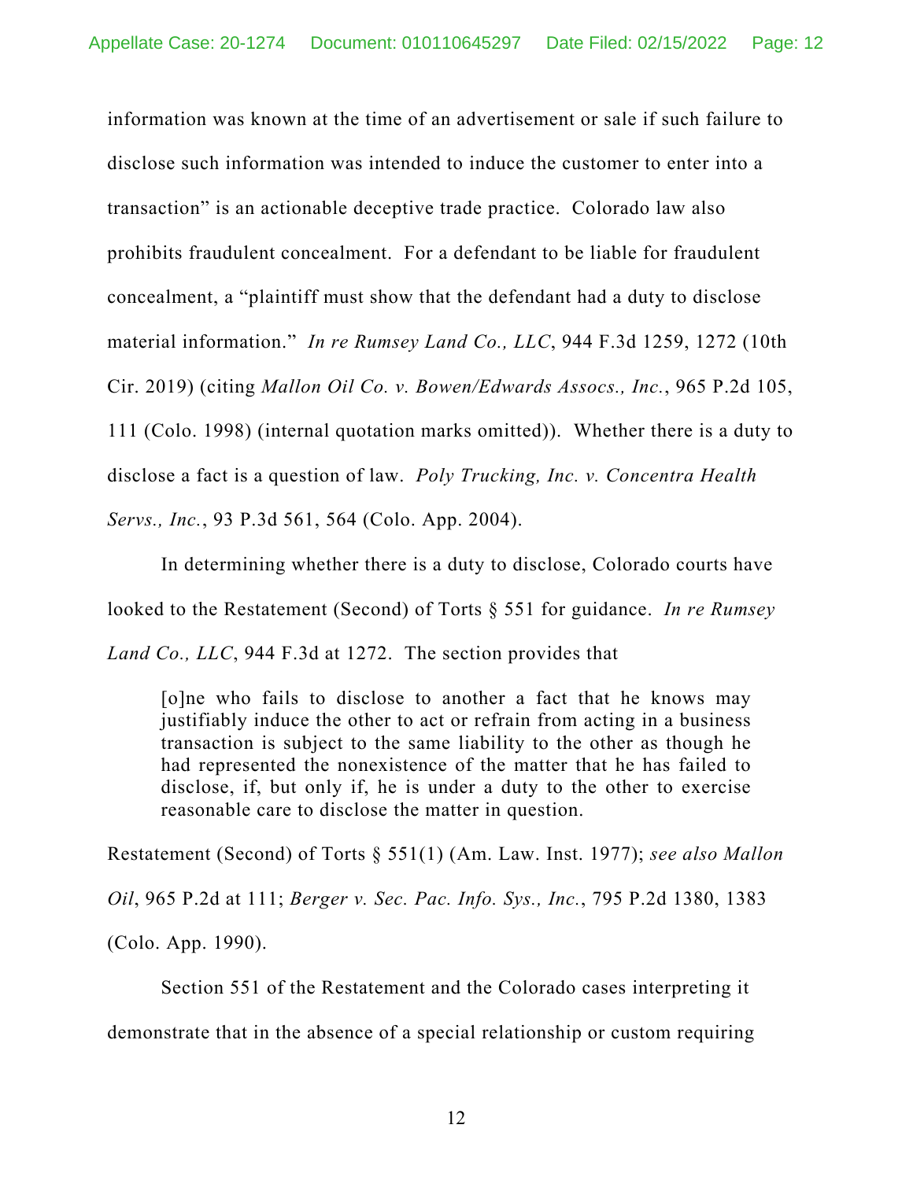information was known at the time of an advertisement or sale if such failure to disclose such information was intended to induce the customer to enter into a transaction" is an actionable deceptive trade practice. Colorado law also prohibits fraudulent concealment. For a defendant to be liable for fraudulent concealment, a "plaintiff must show that the defendant had a duty to disclose material information." *In re Rumsey Land Co., LLC*, 944 F.3d 1259, 1272 (10th Cir. 2019) (citing *Mallon Oil Co. v. Bowen/Edwards Assocs., Inc.*, 965 P.2d 105, 111 (Colo. 1998) (internal quotation marks omitted)). Whether there is a duty to disclose a fact is a question of law. *Poly Trucking, Inc. v. Concentra Health Servs., Inc.*, 93 P.3d 561, 564 (Colo. App. 2004).

In determining whether there is a duty to disclose, Colorado courts have looked to the Restatement (Second) of Torts § 551 for guidance. *In re Rumsey Land Co., LLC*, 944 F.3d at 1272. The section provides that

> [o]ne who fails to disclose to another a fact that he knows may justifiably induce the other to act or refrain from acting in a business transaction is subject to the same liability to the other as though he had represented the nonexistence of the matter that he has failed to disclose, if, but only if, he is under a duty to the other to exercise reasonable care to disclose the matter in question.

Restatement (Second) of Torts § 551(1) (Am. Law. Inst. 1977); *see also Mallon Oil*, 965 P.2d at 111; *Berger v. Sec. Pac. Info. Sys., Inc.*, 795 P.2d 1380, 1383 (Colo. App. 1990).

Section 551 of the Restatement and the Colorado cases interpreting it demonstrate that in the absence of a special relationship or custom requiring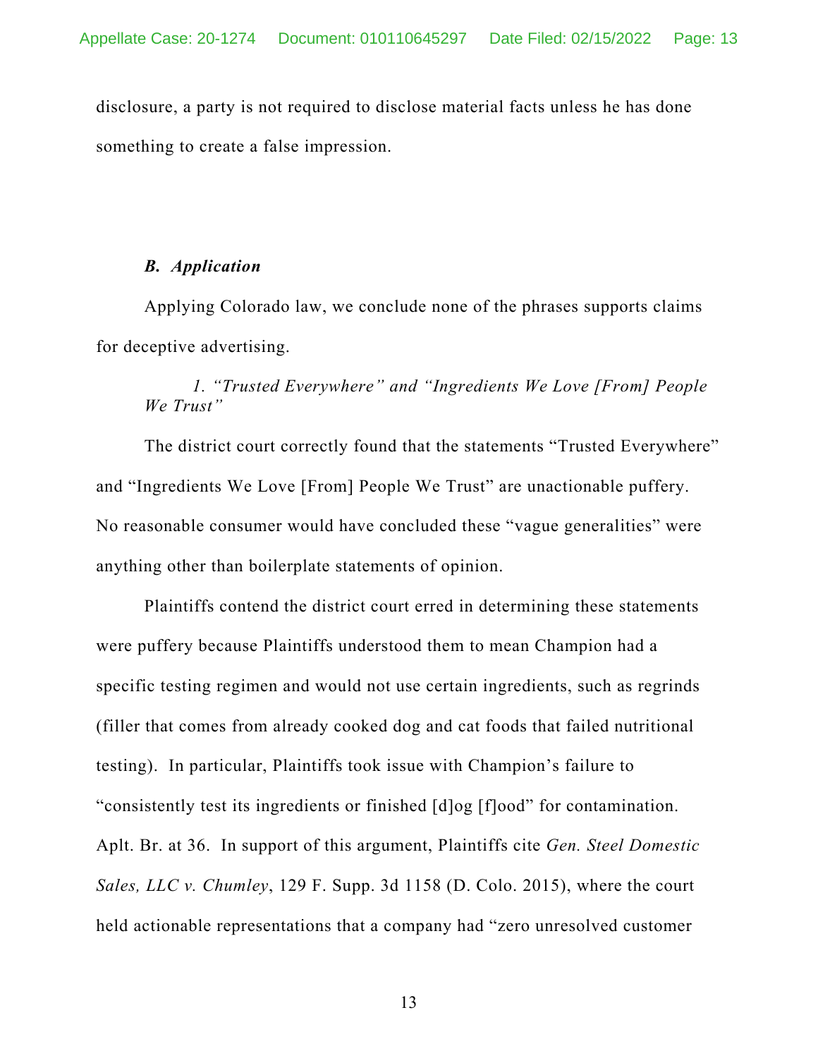disclosure, a party is not required to disclose material facts unless he has done something to create a false impression.

### *B. Application*

Applying Colorado law, we conclude none of the phrases supports claims for deceptive advertising.

#### *1. "Trusted Everywhere" and "Ingredients We Love [From] People We Trust"*

The district court correctly found that the statements "Trusted Everywhere" and "Ingredients We Love [From] People We Trust" are unactionable puffery. No reasonable consumer would have concluded these "vague generalities" were anything other than boilerplate statements of opinion.

Plaintiffs contend the district court erred in determining these statements were puffery because Plaintiffs understood them to mean Champion had a specific testing regimen and would not use certain ingredients, such as regrinds (filler that comes from already cooked dog and cat foods that failed nutritional testing). In particular, Plaintiffs took issue with Champion's failure to "consistently test its ingredients or finished [d]og [f]ood" for contamination. Aplt. Br. at 36. In support of this argument, Plaintiffs cite *Gen. Steel Domestic Sales, LLC v. Chumley*, 129 F. Supp. 3d 1158 (D. Colo. 2015), where the court held actionable representations that a company had "zero unresolved customer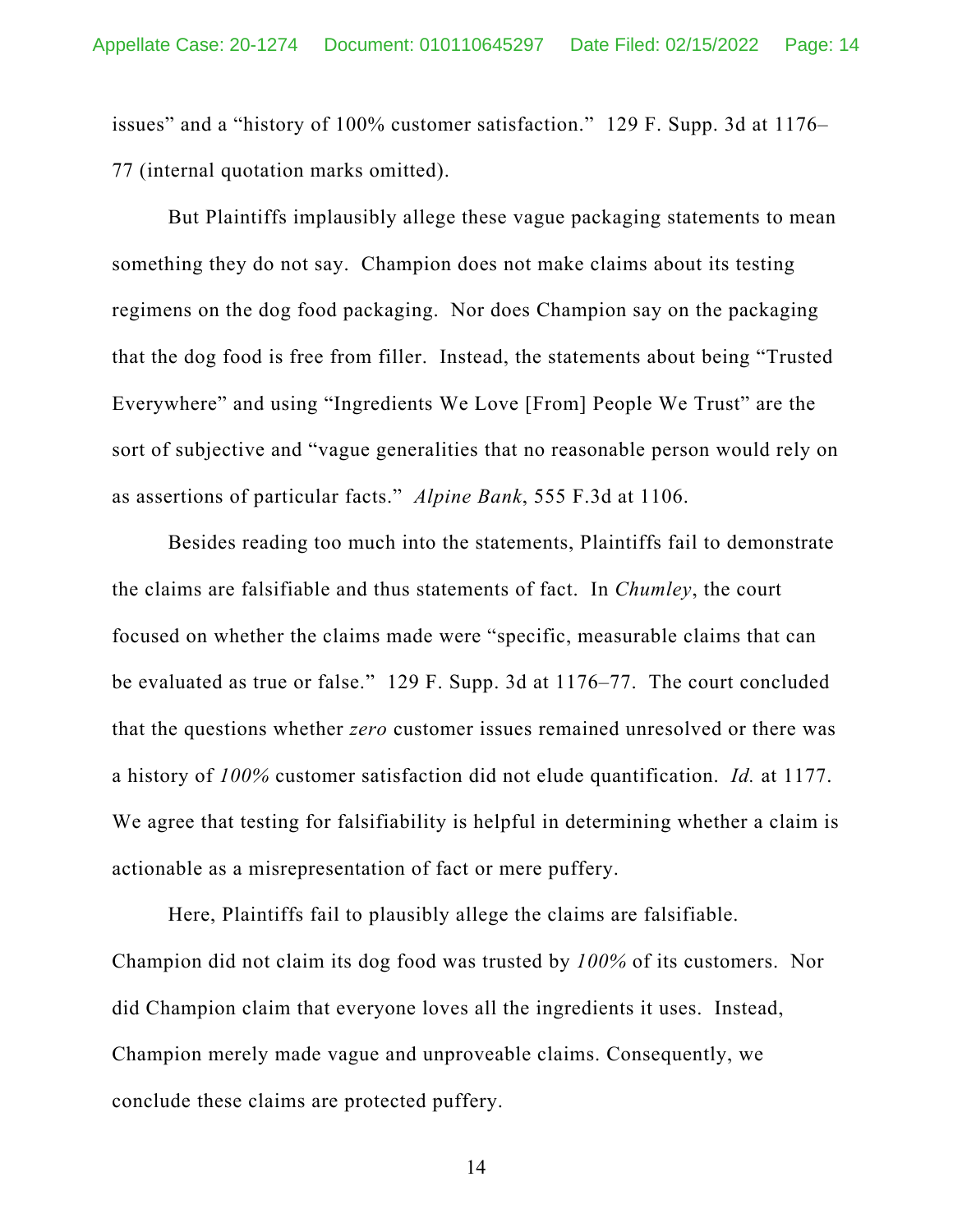issues" and a "history of 100% customer satisfaction." 129 F. Supp. 3d at 1176–77 (internal quotation marks omitted).

But Plaintiffs implausibly allege these vague packaging statements to mean something they do not say. Champion does not make claims about its testing regimens on the dog food packaging. Nor does Champion say on the packaging that the dog food is free from filler. Instead, the statements about being "Trusted Everywhere" and using "Ingredients We Love [From] People We Trust" are the sort of subjective and "vague generalities that no reasonable person would rely on as assertions of particular facts." *Alpine Bank*, 555 F.3d at 1106.

Besides reading too much into the statements, Plaintiffs fail to demonstrate the claims are falsifiable and thus statements of fact. In *Chumley*, the court focused on whether the claims made were "specific, measurable claims that can be evaluated as true or false." 129 F. Supp. 3d at 1176–77. The court concluded that the questions whether *zero* customer issues remained unresolved or there was a history of *100%* customer satisfaction did not elude quantification. *Id.* at 1177. We agree that testing for falsifiability is helpful in determining whether a claim is actionable as a misrepresentation of fact or mere puffery.

Here, Plaintiffs fail to plausibly allege the claims are falsifiable. Champion did not claim its dog food was trusted by *100%* of its customers. Nor did Champion claim that everyone loves all the ingredients it uses. Instead, Champion merely made vague and unproveable claims. Consequently, we conclude these claims are protected puffery.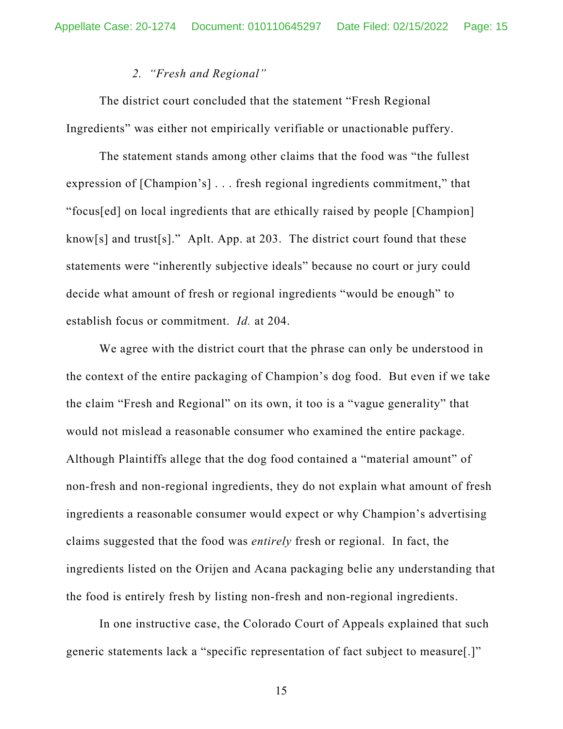### 2. *"Fresh and Regional"*

The district court concluded that the statement "Fresh Regional Ingredients" was either not empirically verifiable or unactionable puffery.

The statement stands among other claims that the food was "the fullest expression of [Champion's] . . . fresh regional ingredients commitment," that "focus[ed] on local ingredients that are ethically raised by people [Champion] know[s] and trust[s]." Aplt. App. at 203. The district court found that these statements were "inherently subjective ideals" because no court or jury could decide what amount of fresh or regional ingredients "would be enough" to establish focus or commitment. *Id.* at 204.

We agree with the district court that the phrase can only be understood in the context of the entire packaging of Champion's dog food. But even if we take the claim "Fresh and Regional" on its own, it too is a "vague generality" that would not mislead a reasonable consumer who examined the entire package. Although Plaintiffs allege that the dog food contained a "material amount" of non-fresh and non-regional ingredients, they do not explain what amount of fresh ingredients a reasonable consumer would expect or why Champion's advertising claims suggested that the food was *entirely* fresh or regional. In fact, the ingredients listed on the Orijen and Acana packaging belie any understanding that the food is entirely fresh by listing non-fresh and non-regional ingredients.

In one instructive case, the Colorado Court of Appeals explained that such generic statements lack a "specific representation of fact subject to measure[.]"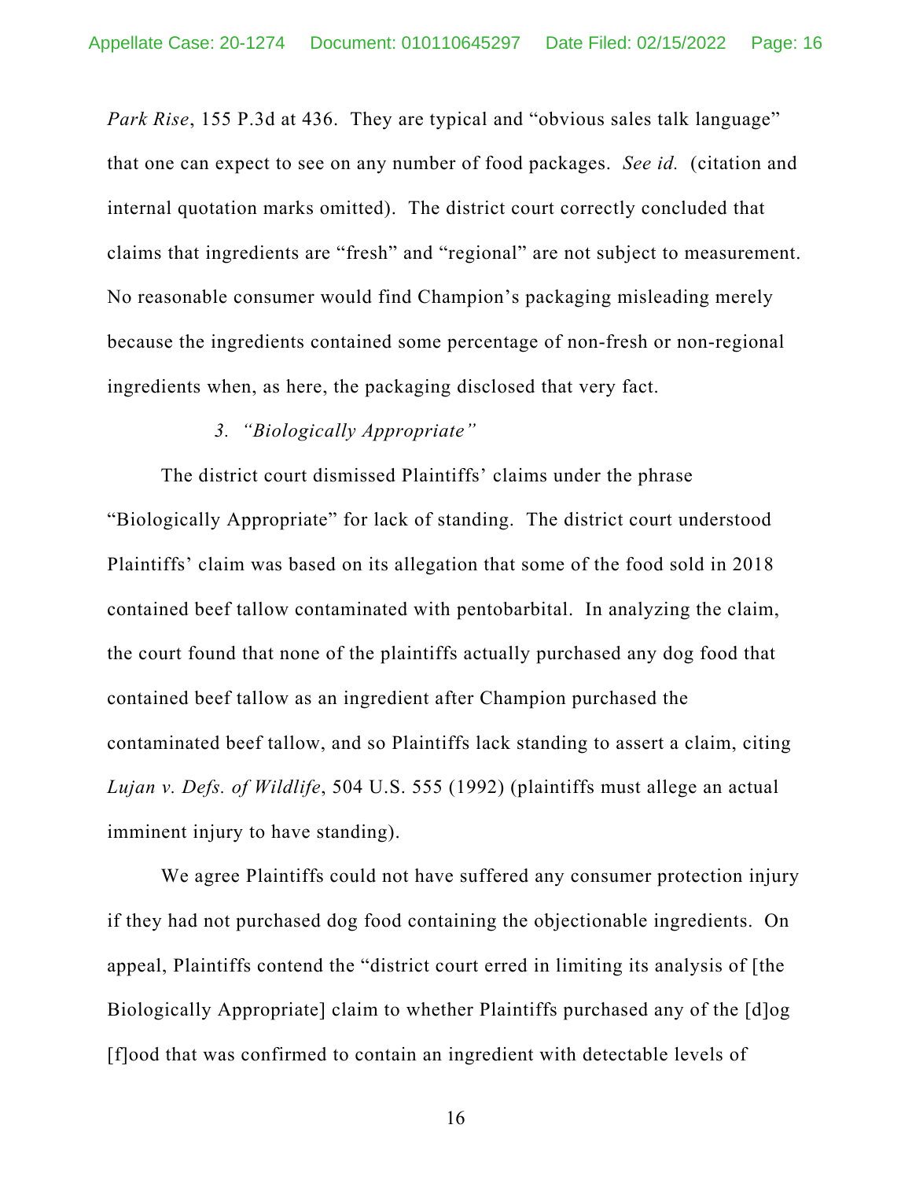*Park Rise*, 155 P.3d at 436. They are typical and "obvious sales talk language" that one can expect to see on any number of food packages. *See id.* (citation and internal quotation marks omitted). The district court correctly concluded that claims that ingredients are "fresh" and "regional" are not subject to measurement. No reasonable consumer would find Champion's packaging misleading merely because the ingredients contained some percentage of non-fresh or non-regional ingredients when, as here, the packaging disclosed that very fact.

### 3. *"Biologically Appropriate"*

The district court dismissed Plaintiffs' claims under the phrase "Biologically Appropriate" for lack of standing. The district court understood Plaintiffs' claim was based on its allegation that some of the food sold in 2018 contained beef tallow contaminated with pentobarbital. In analyzing the claim, the court found that none of the plaintiffs actually purchased any dog food that contained beef tallow as an ingredient after Champion purchased the contaminated beef tallow, and so Plaintiffs lack standing to assert a claim, citing *Lujan v. Defs. of Wildlife*, 504 U.S. 555 (1992) (plaintiffs must allege an actual imminent injury to have standing).

We agree Plaintiffs could not have suffered any consumer protection injury if they had not purchased dog food containing the objectionable ingredients. On appeal, Plaintiffs contend the "district court erred in limiting its analysis of [the Biologically Appropriate] claim to whether Plaintiffs purchased any of the [d]og [f]ood that was confirmed to contain an ingredient with detectable levels of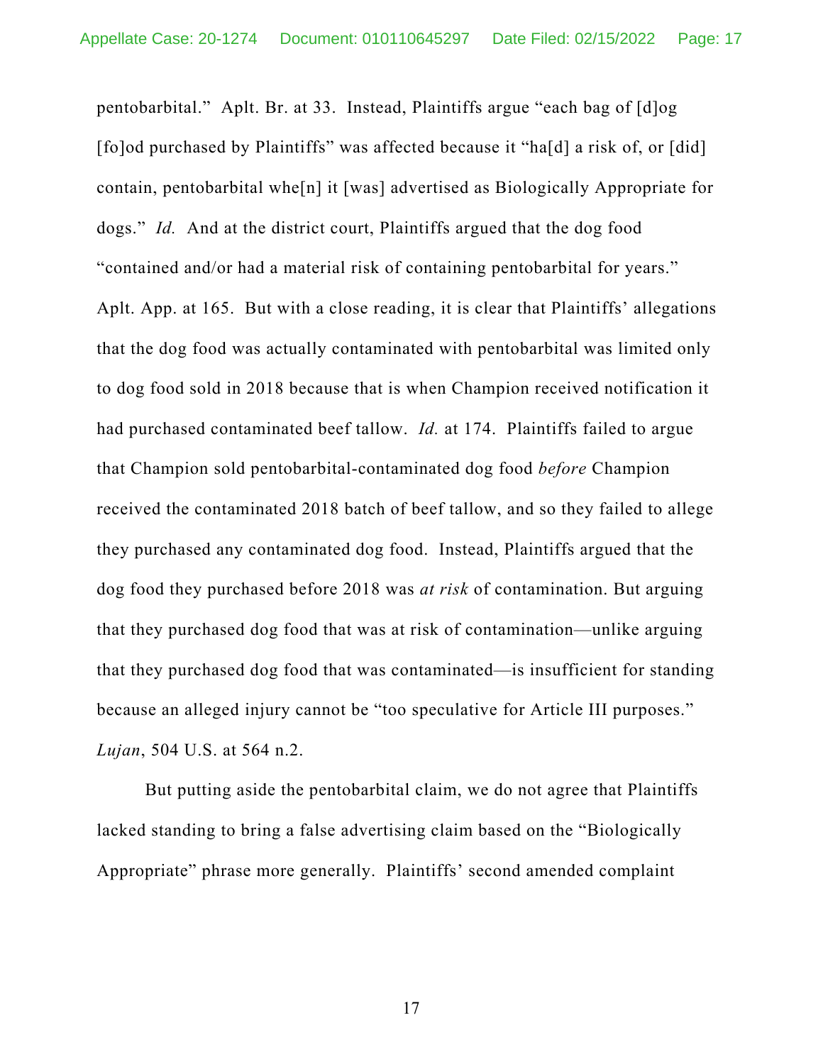pentobarbital." Aplt. Br. at 33. Instead, Plaintiffs argue "each bag of [d]og [fo]od purchased by Plaintiffs" was affected because it "ha[d] a risk of, or [did] contain, pentobarbital whe[n] it [was] advertised as Biologically Appropriate for dogs." *Id.* And at the district court, Plaintiffs argued that the dog food "contained and/or had a material risk of containing pentobarbital for years." Aplt. App. at 165. But with a close reading, it is clear that Plaintiffs' allegations that the dog food was actually contaminated with pentobarbital was limited only to dog food sold in 2018 because that is when Champion received notification it had purchased contaminated beef tallow. *Id.* at 174. Plaintiffs failed to argue that Champion sold pentobarbital-contaminated dog food *before* Champion received the contaminated 2018 batch of beef tallow, and so they failed to allege they purchased any contaminated dog food. Instead, Plaintiffs argued that the dog food they purchased before 2018 was *at risk* of contamination. But arguing that they purchased dog food that was at risk of contamination—unlike arguing that they purchased dog food that was contaminated—is insufficient for standing because an alleged injury cannot be "too speculative for Article III purposes." *Lujan*, 504 U.S. at 564 n.2.

But putting aside the pentobarbital claim, we do not agree that Plaintiffs lacked standing to bring a false advertising claim based on the "Biologically Appropriate" phrase more generally. Plaintiffs' second amended complaint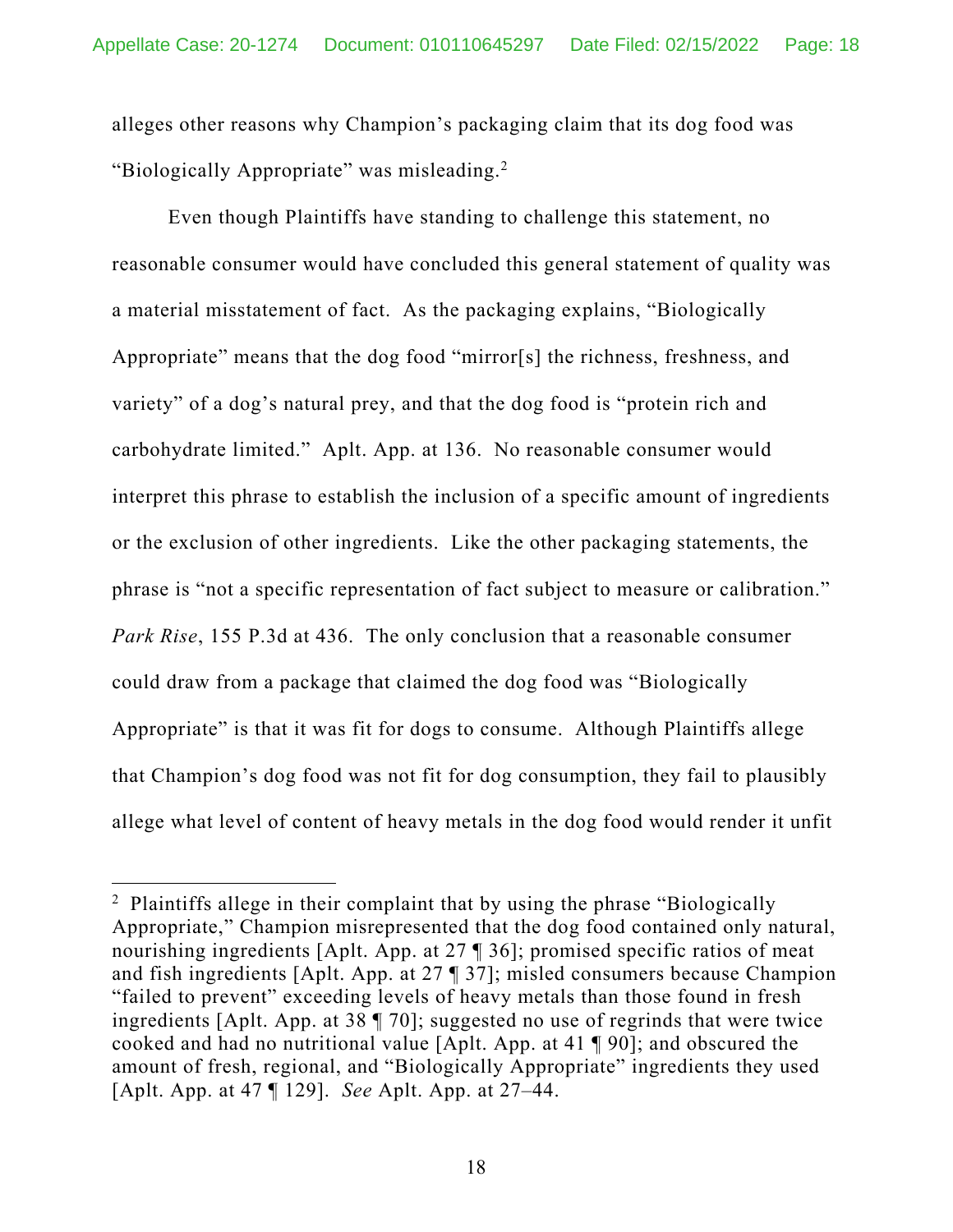alleges other reasons why Champion's packaging claim that its dog food was "Biologically Appropriate" was misleading.[2]

Even though Plaintiffs have standing to challenge this statement, no reasonable consumer would have concluded this general statement of quality was a material misstatement of fact. As the packaging explains, "Biologically Appropriate" means that the dog food "mirror[s] the richness, freshness, and variety" of a dog's natural prey, and that the dog food is "protein rich and carbohydrate limited." Aplt. App. at 136. No reasonable consumer would interpret this phrase to establish the inclusion of a specific amount of ingredients or the exclusion of other ingredients. Like the other packaging statements, the phrase is "not a specific representation of fact subject to measure or calibration." *Park Rise*, 155 P.3d at 436. The only conclusion that a reasonable consumer could draw from a package that claimed the dog food was "Biologically Appropriate" is that it was fit for dogs to consume. Although Plaintiffs allege that Champion's dog food was not fit for dog consumption, they fail to plausibly allege what level of content of heavy metals in the dog food would render it unfit

---

[2] Plaintiffs allege in their complaint that by using the phrase "Biologically Appropriate," Champion misrepresented that the dog food contained only natural, nourishing ingredients [Aplt. App. at 27 ¶ 36]; promised specific ratios of meat and fish ingredients [Aplt. App. at 27 ¶ 37]; misled consumers because Champion "failed to prevent" exceeding levels of heavy metals than those found in fresh ingredients [Aplt. App. at 38 ¶ 70]; suggested no use of regrinds that were twice cooked and had no nutritional value [Aplt. App. at 41 ¶ 90]; and obscured the amount of fresh, regional, and "Biologically Appropriate" ingredients they used [Aplt. App. at 47 ¶ 129]. *See* Aplt. App. at 27–44.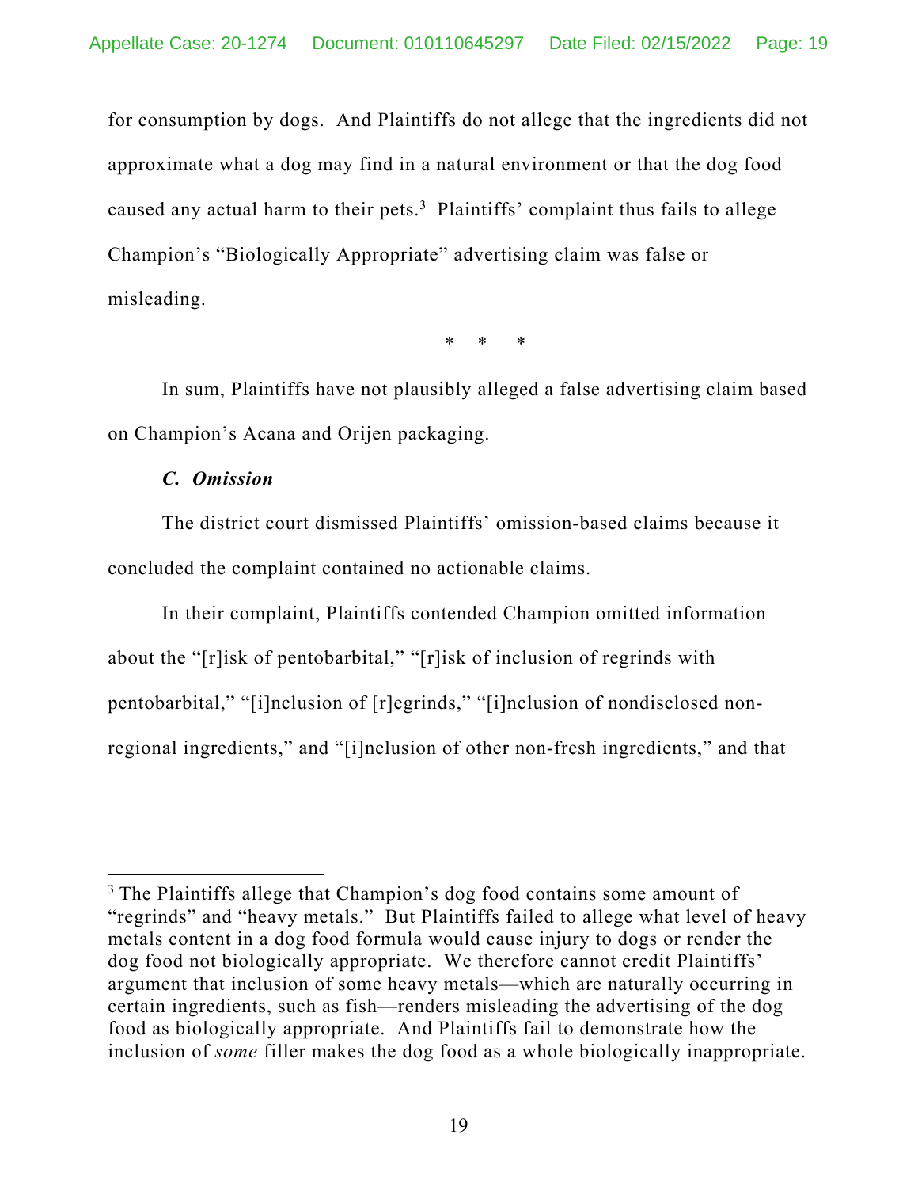for consumption by dogs. And Plaintiffs do not allege that the ingredients did not approximate what a dog may find in a natural environment or that the dog food caused any actual harm to their pets.[3] Plaintiffs' complaint thus fails to allege Champion's "Biologically Appropriate" advertising claim was false or misleading.

\* \* \*

In sum, Plaintiffs have not plausibly alleged a false advertising claim based on Champion's Acana and Orijen packaging.

### *C. Omission*

The district court dismissed Plaintiffs' omission-based claims because it concluded the complaint contained no actionable claims.

In their complaint, Plaintiffs contended Champion omitted information about the "[r]isk of pentobarbital," "[r]isk of inclusion of regrinds with pentobarbital," "[i]nclusion of [r]egrinds," "[i]nclusion of nondisclosed non-regional ingredients," and "[i]nclusion of other non-fresh ingredients," and that

---

[3] The Plaintiffs allege that Champion's dog food contains some amount of "regrinds" and "heavy metals." But Plaintiffs failed to allege what level of heavy metals content in a dog food formula would cause injury to dogs or render the dog food not biologically appropriate. We therefore cannot credit Plaintiffs' argument that inclusion of some heavy metals—which are naturally occurring in certain ingredients, such as fish—renders misleading the advertising of the dog food as biologically appropriate. And Plaintiffs fail to demonstrate how the inclusion of *some* filler makes the dog food as a whole biologically inappropriate.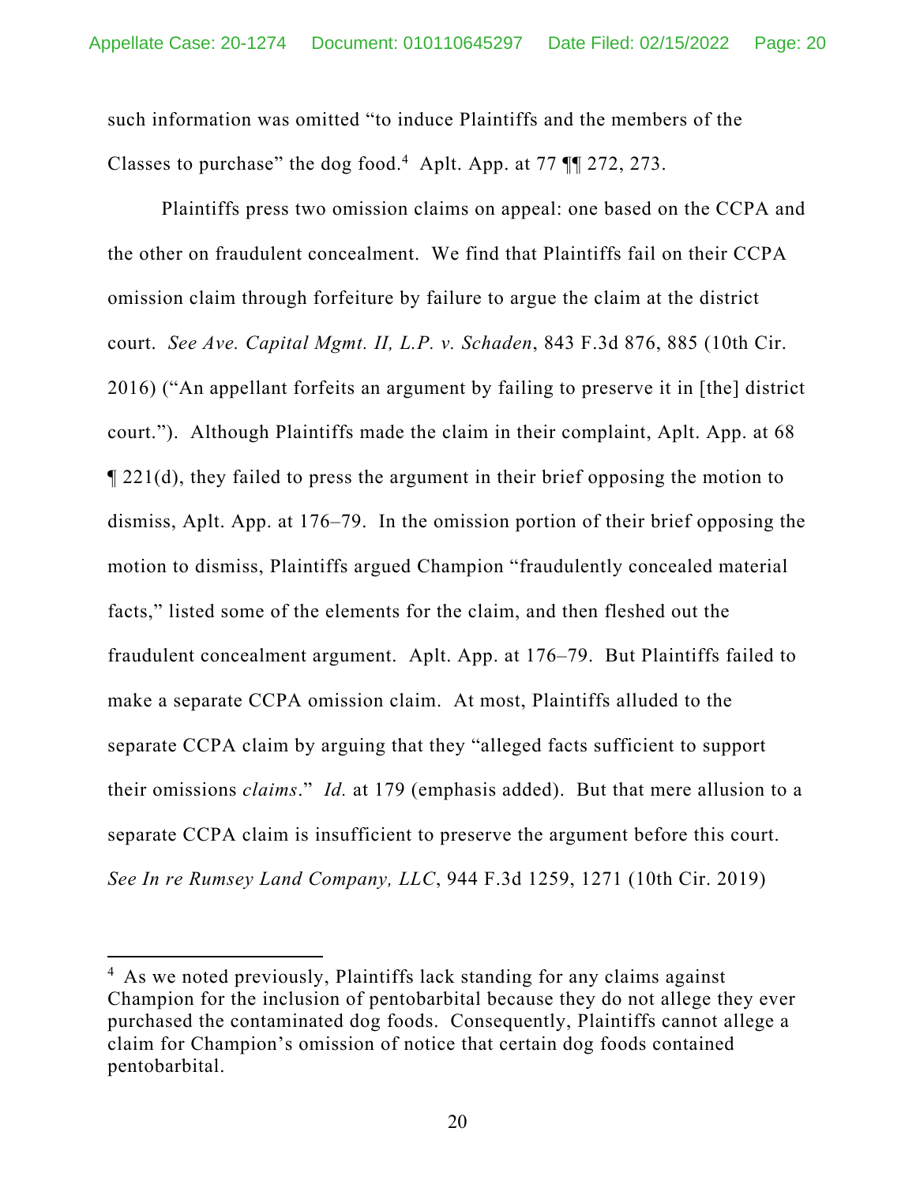such information was omitted "to induce Plaintiffs and the members of the Classes to purchase" the dog food.[4] Aplt. App. at 77 ¶¶ 272, 273.

Plaintiffs press two omission claims on appeal: one based on the CCPA and the other on fraudulent concealment. We find that Plaintiffs fail on their CCPA omission claim through forfeiture by failure to argue the claim at the district court. *See Ave. Capital Mgmt. II, L.P. v. Schaden*, 843 F.3d 876, 885 (10th Cir. 2016) ("An appellant forfeits an argument by failing to preserve it in [the] district court."). Although Plaintiffs made the claim in their complaint, Aplt. App. at 68 ¶ 221(d), they failed to press the argument in their brief opposing the motion to dismiss, Aplt. App. at 176–79. In the omission portion of their brief opposing the motion to dismiss, Plaintiffs argued Champion "fraudulently concealed material facts," listed some of the elements for the claim, and then fleshed out the fraudulent concealment argument. Aplt. App. at 176–79. But Plaintiffs failed to make a separate CCPA omission claim. At most, Plaintiffs alluded to the separate CCPA claim by arguing that they "alleged facts sufficient to support their omissions *claims*." *Id.* at 179 (emphasis added). But that mere allusion to a separate CCPA claim is insufficient to preserve the argument before this court. *See In re Rumsey Land Company, LLC*, 944 F.3d 1259, 1271 (10th Cir. 2019)

---

[4] As we noted previously, Plaintiffs lack standing for any claims against Champion for the inclusion of pentobarbital because they do not allege they ever purchased the contaminated dog foods. Consequently, Plaintiffs cannot allege a claim for Champion's omission of notice that certain dog foods contained pentobarbital.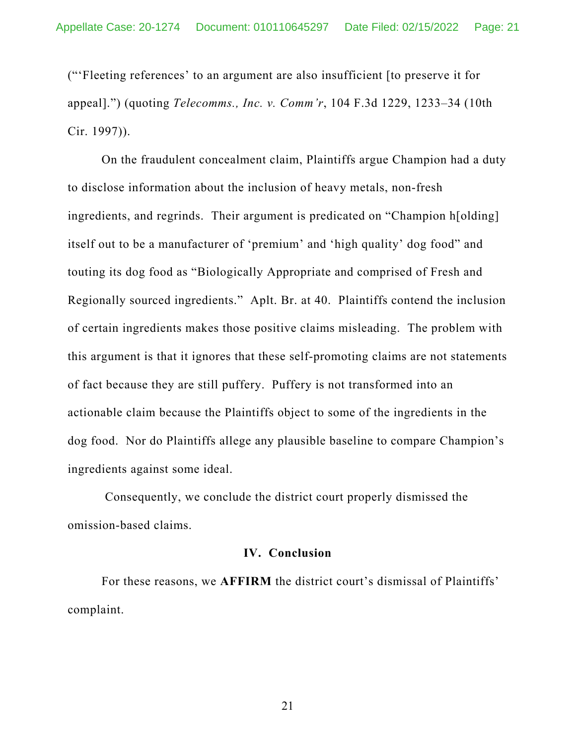("'Fleeting references' to an argument are also insufficient [to preserve it for appeal].") (quoting *Telecomms., Inc. v. Comm'r*, 104 F.3d 1229, 1233–34 (10th Cir. 1997)).

On the fraudulent concealment claim, Plaintiffs argue Champion had a duty to disclose information about the inclusion of heavy metals, non-fresh ingredients, and regrinds. Their argument is predicated on "Champion h[olding] itself out to be a manufacturer of 'premium' and 'high quality' dog food" and touting its dog food as "Biologically Appropriate and comprised of Fresh and Regionally sourced ingredients." Aplt. Br. at 40. Plaintiffs contend the inclusion of certain ingredients makes those positive claims misleading. The problem with this argument is that it ignores that these self-promoting claims are not statements of fact because they are still puffery. Puffery is not transformed into an actionable claim because the Plaintiffs object to some of the ingredients in the dog food. Nor do Plaintiffs allege any plausible baseline to compare Champion's ingredients against some ideal.

Consequently, we conclude the district court properly dismissed the omission-based claims.

## IV. Conclusion

For these reasons, we **AFFIRM** the district court's dismissal of Plaintiffs' complaint.